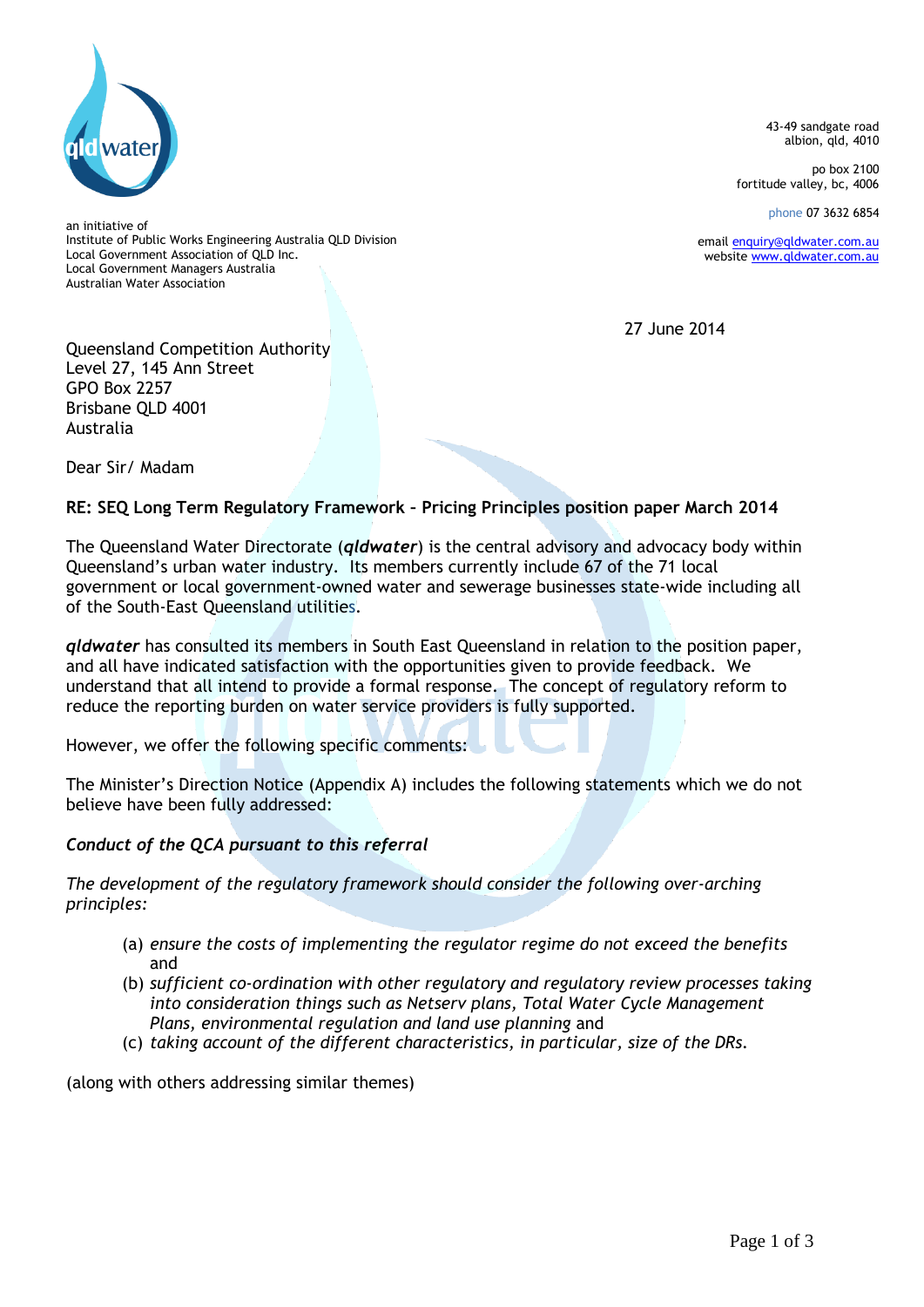qld water

an initiative of
Institute of Public Works Engineering Australia QLD Division
Local Government Association of QLD Inc.
Local Government Managers Australia
Australian Water Association

43-49 sandgate road
albion, qld, 4010

po box 2100
fortitude valley, bc, 4006

phone 07 3632 6854

email enquiry@qldwater.com.au
website www.qldwater.com.au

27 June 2014

Queensland Competition Authority
Level 27, 145 Ann Street
GPO Box 2257
Brisbane QLD 4001
Australia

Dear Sir/ Madam

**RE: SEQ Long Term Regulatory Framework – Pricing Principles position paper March 2014**

The Queensland Water Directorate (***qldwater***) is the central advisory and advocacy body within Queensland's urban water industry. Its members currently include 67 of the 71 local government or local government-owned water and sewerage businesses state-wide including all of the South-East Queensland utilities.

***qldwater*** has consulted its members in South East Queensland in relation to the position paper, and all have indicated satisfaction with the opportunities given to provide feedback. We understand that all intend to provide a formal response. The concept of regulatory reform to reduce the reporting burden on water service providers is fully supported.

However, we offer the following specific comments:

The Minister's Direction Notice (Appendix A) includes the following statements which we do not believe have been fully addressed:

***Conduct of the QCA pursuant to this referral***

*The development of the regulatory framework should consider the following over-arching principles:*

(a) *ensure the costs of implementing the regulator regime do not exceed the benefits* and
(b) *sufficient co-ordination with other regulatory and regulatory review processes taking into consideration things such as Netserv plans, Total Water Cycle Management Plans, environmental regulation and land use planning* and
(c) *taking account of the different characteristics, in particular, size of the DRs.*

(along with others addressing similar themes)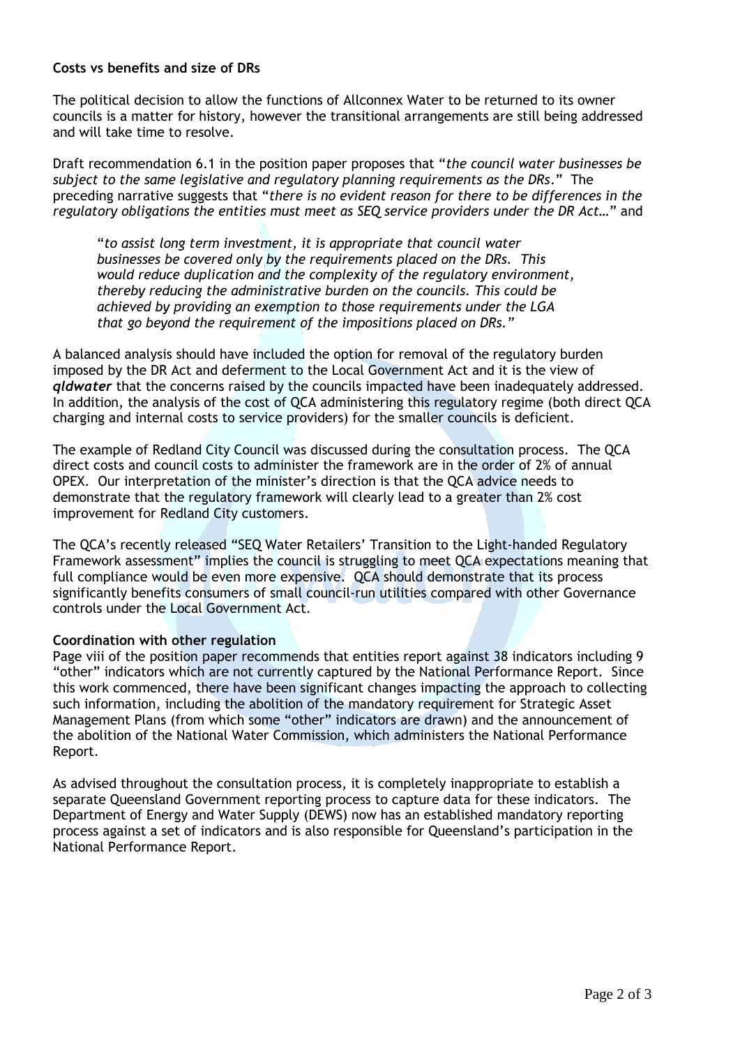**Costs vs benefits and size of DRs**

The political decision to allow the functions of Allconnex Water to be returned to its owner councils is a matter for history, however the transitional arrangements are still being addressed and will take time to resolve.

Draft recommendation 6.1 in the position paper proposes that "*the council water businesses be subject to the same legislative and regulatory planning requirements as the DRs*." The preceding narrative suggests that "*there is no evident reason for there to be differences in the regulatory obligations the entities must meet as SEQ service providers under the DR Act…*" and

> "*to assist long term investment, it is appropriate that council water businesses be covered only by the requirements placed on the DRs. This would reduce duplication and the complexity of the regulatory environment, thereby reducing the administrative burden on the councils. This could be achieved by providing an exemption to those requirements under the LGA that go beyond the requirement of the impositions placed on DRs.*"

A balanced analysis should have included the option for removal of the regulatory burden imposed by the DR Act and deferment to the Local Government Act and it is the view of ***qldwater*** that the concerns raised by the councils impacted have been inadequately addressed. In addition, the analysis of the cost of QCA administering this regulatory regime (both direct QCA charging and internal costs to service providers) for the smaller councils is deficient.

The example of Redland City Council was discussed during the consultation process. The QCA direct costs and council costs to administer the framework are in the order of 2% of annual OPEX. Our interpretation of the minister's direction is that the QCA advice needs to demonstrate that the regulatory framework will clearly lead to a greater than 2% cost improvement for Redland City customers.

The QCA's recently released "SEQ Water Retailers' Transition to the Light-handed Regulatory Framework assessment" implies the council is struggling to meet QCA expectations meaning that full compliance would be even more expensive. QCA should demonstrate that its process significantly benefits consumers of small council-run utilities compared with other Governance controls under the Local Government Act.

**Coordination with other regulation**

Page viii of the position paper recommends that entities report against 38 indicators including 9 "other" indicators which are not currently captured by the National Performance Report. Since this work commenced, there have been significant changes impacting the approach to collecting such information, including the abolition of the mandatory requirement for Strategic Asset Management Plans (from which some "other" indicators are drawn) and the announcement of the abolition of the National Water Commission, which administers the National Performance Report.

As advised throughout the consultation process, it is completely inappropriate to establish a separate Queensland Government reporting process to capture data for these indicators. The Department of Energy and Water Supply (DEWS) now has an established mandatory reporting process against a set of indicators and is also responsible for Queensland's participation in the National Performance Report.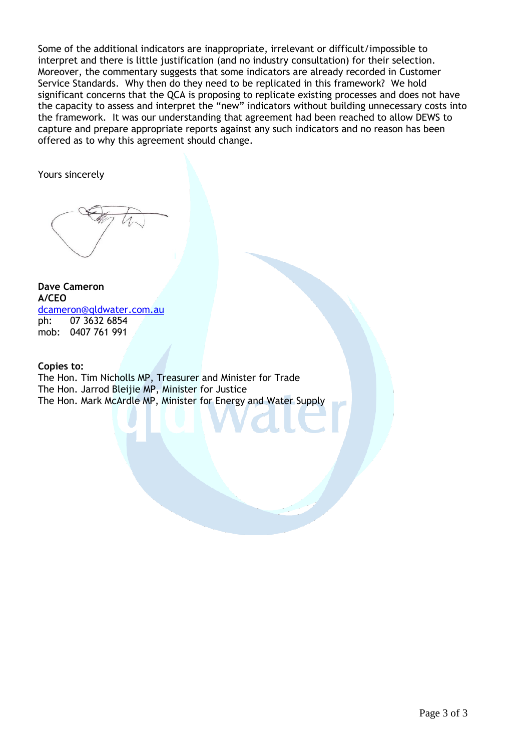Some of the additional indicators are inappropriate, irrelevant or difficult/impossible to interpret and there is little justification (and no industry consultation) for their selection. Moreover, the commentary suggests that some indicators are already recorded in Customer Service Standards. Why then do they need to be replicated in this framework? We hold significant concerns that the QCA is proposing to replicate existing processes and does not have the capacity to assess and interpret the "new" indicators without building unnecessary costs into the framework. It was our understanding that agreement had been reached to allow DEWS to capture and prepare appropriate reports against any such indicators and no reason has been offered as to why this agreement should change.

Yours sincerely

**Dave Cameron**
**A/CEO**
dcameron@qldwater.com.au
ph: 07 3632 6854
mob: 0407 761 991

**Copies to:**
The Hon. Tim Nicholls MP, Treasurer and Minister for Trade
The Hon. Jarrod Bleijie MP, Minister for Justice
The Hon. Mark McArdle MP, Minister for Energy and Water Supply